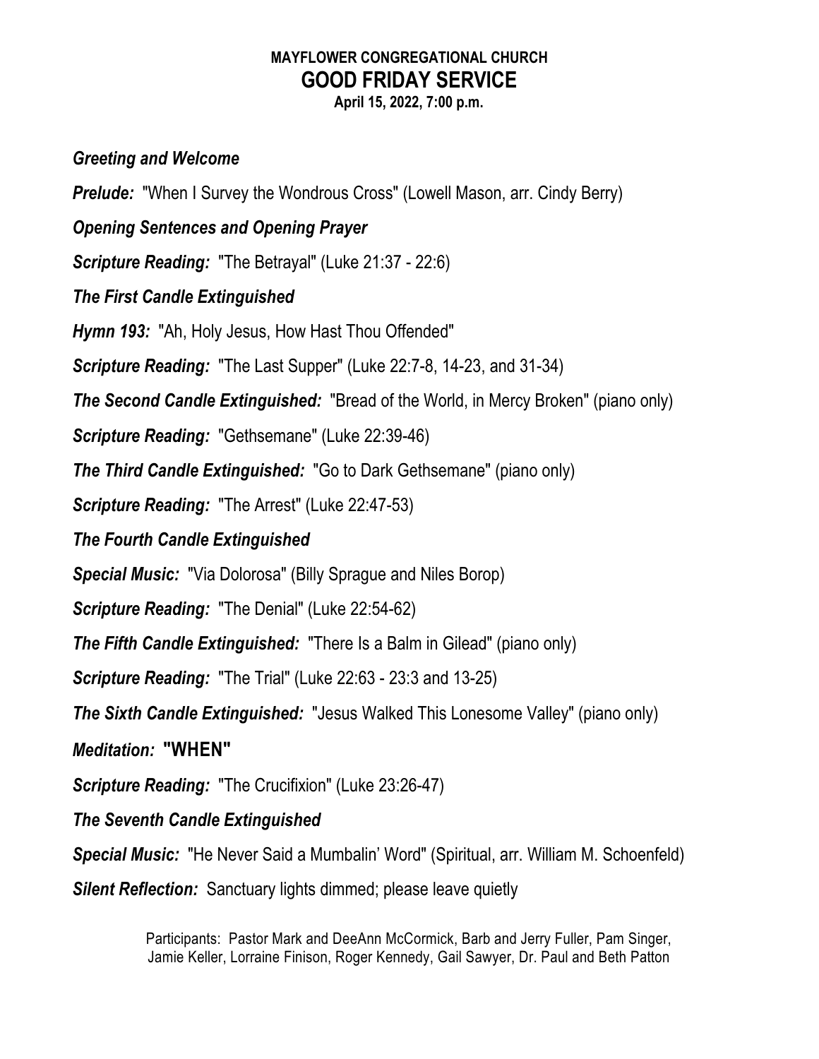**MAYFLOWER CONGREGATIONAL CHURCH**

# GOOD FRIDAY SERVICE

**April 15, 2022, 7:00 p.m.**

***Greeting and Welcome***

***Prelude:*** "When I Survey the Wondrous Cross" (Lowell Mason, arr. Cindy Berry)

***Opening Sentences and Opening Prayer***

***Scripture Reading:*** "The Betrayal" (Luke 21:37 - 22:6)

***The First Candle Extinguished***

***Hymn 193:*** "Ah, Holy Jesus, How Hast Thou Offended"

***Scripture Reading:*** "The Last Supper" (Luke 22:7-8, 14-23, and 31-34)

***The Second Candle Extinguished:*** "Bread of the World, in Mercy Broken" (piano only)

***Scripture Reading:*** "Gethsemane" (Luke 22:39-46)

***The Third Candle Extinguished:*** "Go to Dark Gethsemane" (piano only)

***Scripture Reading:*** "The Arrest" (Luke 22:47-53)

***The Fourth Candle Extinguished***

***Special Music:*** "Via Dolorosa" (Billy Sprague and Niles Borop)

***Scripture Reading:*** "The Denial" (Luke 22:54-62)

***The Fifth Candle Extinguished:*** "There Is a Balm in Gilead" (piano only)

***Scripture Reading:*** "The Trial" (Luke 22:63 - 23:3 and 13-25)

***The Sixth Candle Extinguished:*** "Jesus Walked This Lonesome Valley" (piano only)

***Meditation:*** **"WHEN"**

***Scripture Reading:*** "The Crucifixion" (Luke 23:26-47)

***The Seventh Candle Extinguished***

***Special Music:*** "He Never Said a Mumbalin' Word" (Spiritual, arr. William M. Schoenfeld)

***Silent Reflection:*** Sanctuary lights dimmed; please leave quietly

Participants: Pastor Mark and DeeAnn McCormick, Barb and Jerry Fuller, Pam Singer, Jamie Keller, Lorraine Finison, Roger Kennedy, Gail Sawyer, Dr. Paul and Beth Patton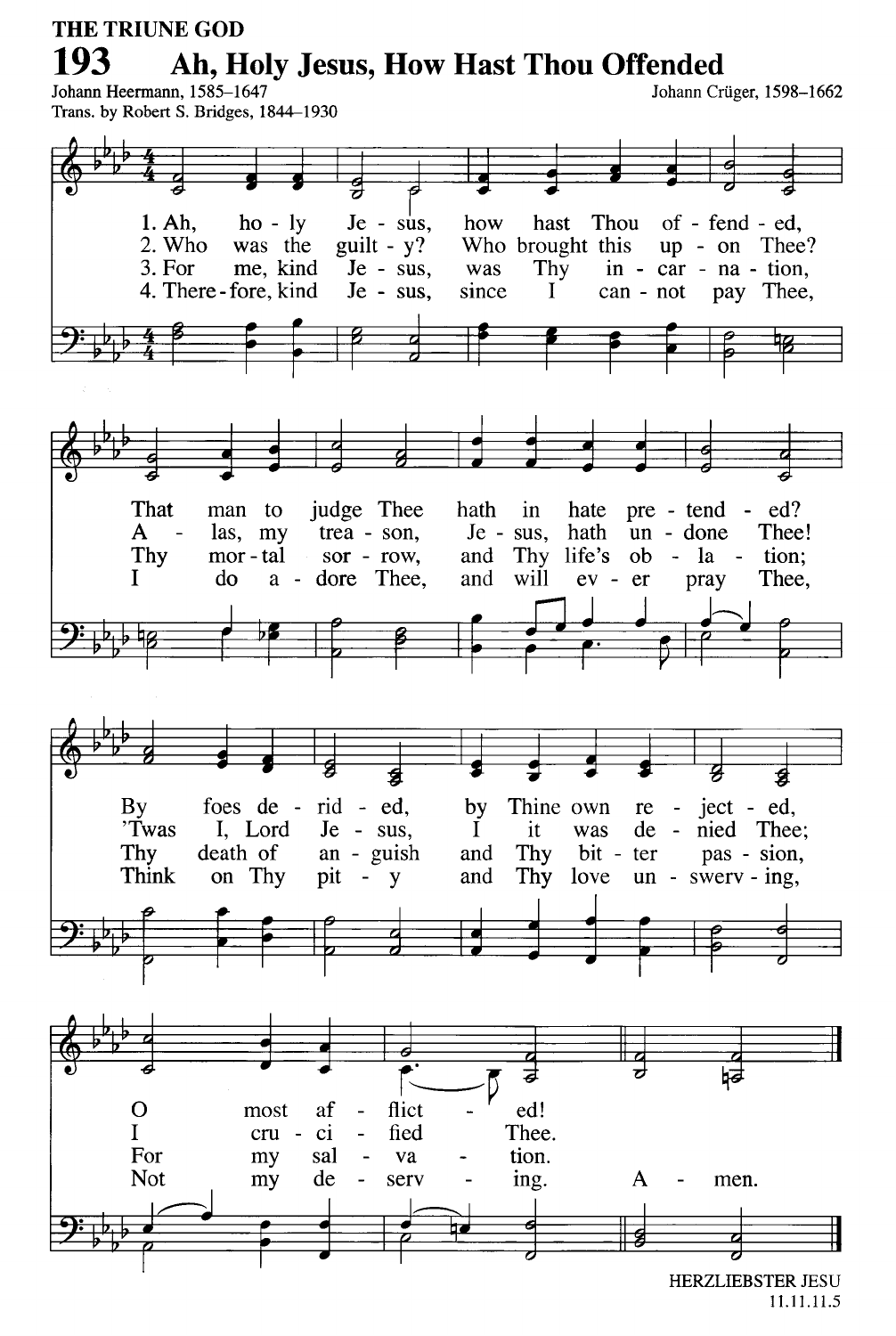THE TRUNE GOD

# 193 Ah, Holy Jesus, How Hast Thou Offended

Johann Heermann, 1585–1647
Trans. by Robert S. Bridges, 1844–1930

Johann Crüger, 1598–1662

1. Ah, holy Jesus, how hast Thou offended,
That man to judge Thee hath in hate pretended?
By foes derided, by Thine own rejected,
O most afflicted!

2. Who was the guilty? Who brought this upon Thee?
Alas, my treason, Jesus, hath undone Thee!
'Twas I, Lord Jesus, I it was denied Thee;
I crucified Thee.

3. For me, kind Jesus, was Thy incarnation,
Thy mortal sorrow, and Thy life's oblation;
Thy death of anguish and Thy bitter passion,
For my salvation.

4. Therefore, kind Jesus, since I cannot pay Thee,
I do adore Thee, and will ever pray Thee,
Think on Thy pity and Thy love unswerving,
Not my deserving. Amen.

HERZLIEBSTER JESU
11.11.11.5